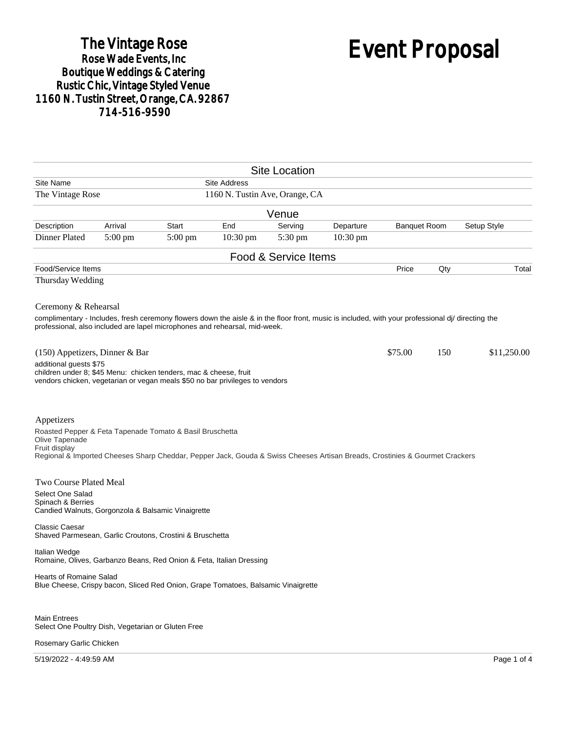# The Vintage Rose
## Rose Wade Events, Inc
## Boutique Weddings & Catering
## Rustic Chic, Vintage Styled Venue
## 1160 N. Tustin Street, Orange, CA. 92867
## 714-516-9590

# Event Proposal

## Site Location

| Site Name | Site Address |
|---|---|
| The Vintage Rose | 1160 N. Tustin Ave, Orange, CA |

## Venue

| Description | Arrival | Start | End | Serving | Departure | Banquet Room | Setup Style |
|---|---|---|---|---|---|---|---|
| Dinner Plated | 5:00 pm | 5:00 pm | 10:30 pm | 5:30 pm | 10:30 pm | | |

## Food & Service Items

| Food/Service Items | Price | Qty | Total |
|---|---|---|---|
| Thursday Wedding | | | |
| Ceremony & Rehearsal | | | |
| (150) Appetizers, Dinner & Bar | $75.00 | 150 | $11,250.00 |

Thursday Wedding

Ceremony & Rehearsal

complimentary - Includes, fresh ceremony flowers down the aisle & in the floor front, music is included, with your professional dj/ directing the professional, also included are lapel microphones and rehearsal, mid-week.

(150) Appetizers, Dinner & Bar — $75.00 — 150 — $11,250.00

additional guests $75
children under 8; $45 Menu: chicken tenders, mac & cheese, fruit
vendors chicken, vegetarian or vegan meals $50 no bar privileges to vendors

Appetizers

Roasted Pepper & Feta Tapenade Tomato & Basil Bruschetta
Olive Tapenade
Fruit display
Regional & Imported Cheeses Sharp Cheddar, Pepper Jack, Gouda & Swiss Cheeses Artisan Breads, Crostinies & Gourmet Crackers

Two Course Plated Meal

Select One Salad
Spinach & Berries
Candied Walnuts, Gorgonzola & Balsamic Vinaigrette

Classic Caesar
Shaved Parmesean, Garlic Croutons, Crostini & Bruschetta

Italian Wedge
Romaine, Olives, Garbanzo Beans, Red Onion & Feta, Italian Dressing

Hearts of Romaine Salad
Blue Cheese, Crispy bacon, Sliced Red Onion, Grape Tomatoes, Balsamic Vinaigrette

Main Entrees
Select One Poultry Dish, Vegetarian or Gluten Free

Rosemary Garlic Chicken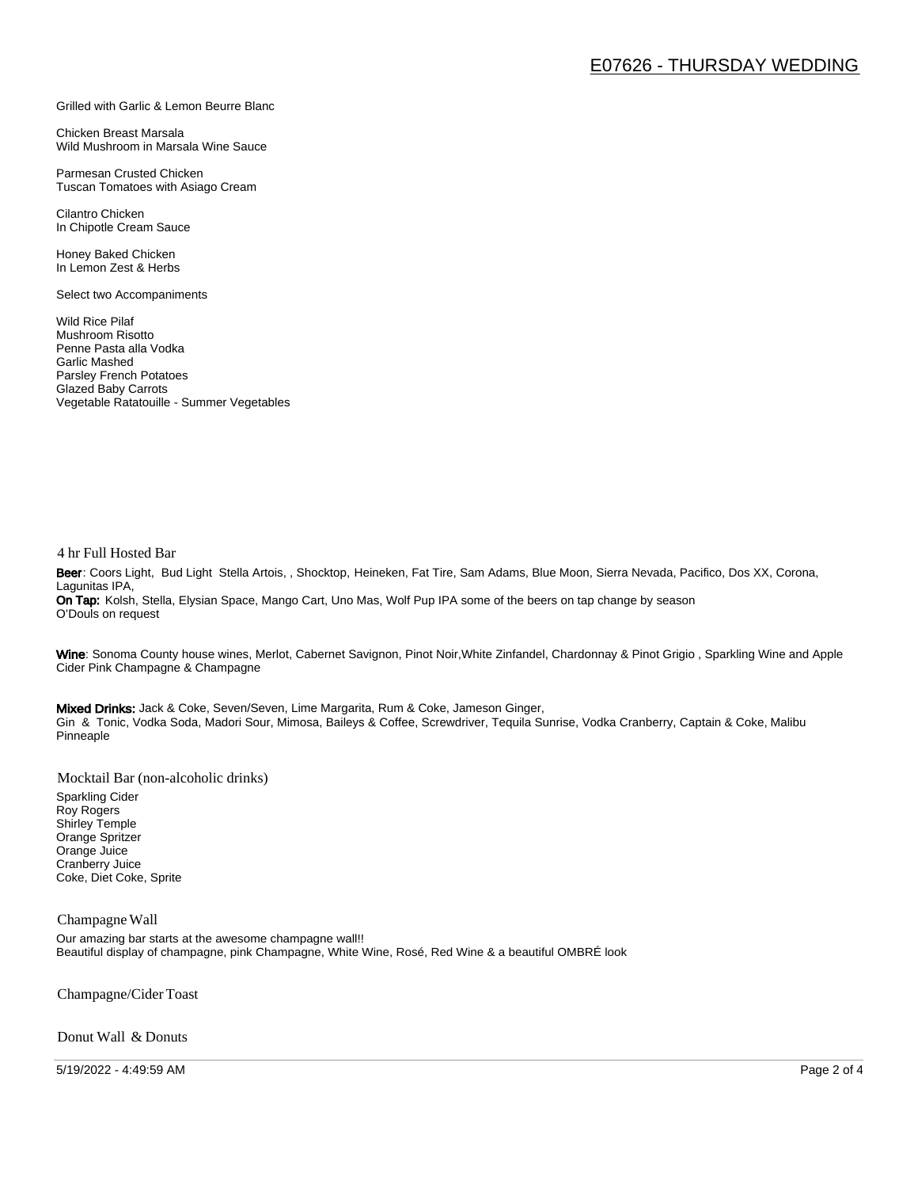Grilled with Garlic & Lemon Beurre Blanc

Chicken Breast Marsala
Wild Mushroom in Marsala Wine Sauce

Parmesan Crusted Chicken
Tuscan Tomatoes with Asiago Cream

Cilantro Chicken
In Chipotle Cream Sauce

Honey Baked Chicken
In Lemon Zest & Herbs

Select two Accompaniments

Wild Rice Pilaf
Mushroom Risotto
Penne Pasta alla Vodka
Garlic Mashed
Parsley French Potatoes
Glazed Baby Carrots
Vegetable Ratatouille - Summer Vegetables

## 4 hr Full Hosted Bar

**Beer**: Coors Light, Bud Light Stella Artois, , Shocktop, Heineken, Fat Tire, Sam Adams, Blue Moon, Sierra Nevada, Pacifico, Dos XX, Corona, Lagunitas IPA,
**On Tap:** Kolsh, Stella, Elysian Space, Mango Cart, Uno Mas, Wolf Pup IPA some of the beers on tap change by season
O'Douls on request

**Wine**: Sonoma County house wines, Merlot, Cabernet Savignon, Pinot Noir,White Zinfandel, Chardonnay & Pinot Grigio , Sparkling Wine and Apple Cider Pink Champagne & Champagne

**Mixed Drinks:** Jack & Coke, Seven/Seven, Lime Margarita, Rum & Coke, Jameson Ginger,
Gin & Tonic, Vodka Soda, Madori Sour, Mimosa, Baileys & Coffee, Screwdriver, Tequila Sunrise, Vodka Cranberry, Captain & Coke, Malibu Pinneaple

## Mocktail Bar (non-alcoholic drinks)

Sparkling Cider
Roy Rogers
Shirley Temple
Orange Spritzer
Orange Juice
Cranberry Juice
Coke, Diet Coke, Sprite

## Champagne Wall

Our amazing bar starts at the awesome champagne wall!!
Beautiful display of champagne, pink Champagne, White Wine, Rosé, Red Wine & a beautiful OMBRÉ look

## Champagne/Cider Toast

## Donut Wall & Donuts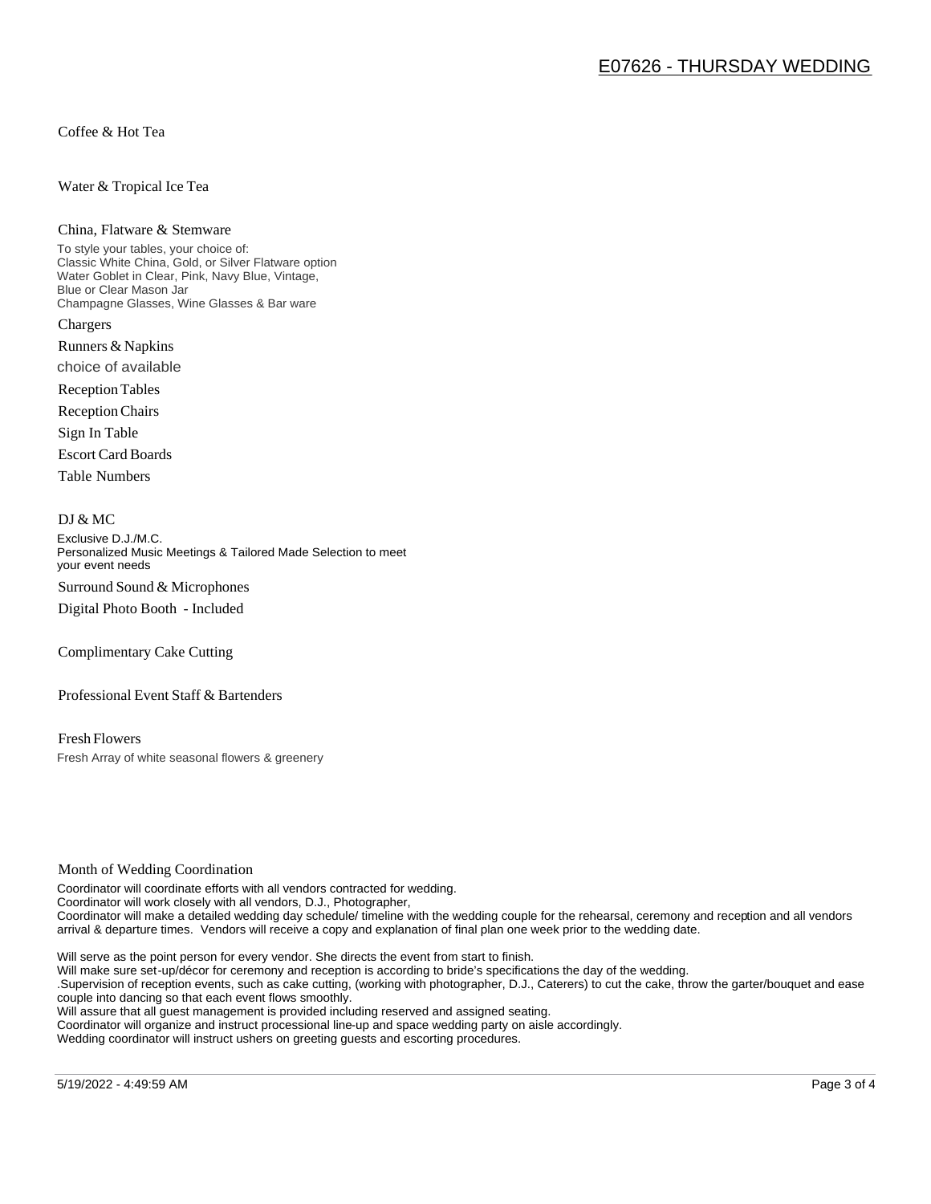Coffee & Hot Tea

Water & Tropical Ice Tea

China, Flatware & Stemware

To style your tables, your choice of:
Classic White China, Gold, or Silver Flatware option
Water Goblet in Clear, Pink, Navy Blue, Vintage,
Blue or Clear Mason Jar
Champagne Glasses, Wine Glasses & Bar ware

Chargers

Runners & Napkins

choice of available

Reception Tables

Reception Chairs

Sign In Table

Escort Card Boards

Table Numbers

DJ & MC

Exclusive D.J./M.C.
Personalized Music Meetings & Tailored Made Selection to meet your event needs

Surround Sound & Microphones

Digital Photo Booth - Included

Complimentary Cake Cutting

Professional Event Staff & Bartenders

Fresh Flowers

Fresh Array of white seasonal flowers & greenery

Month of Wedding Coordination

Coordinator will coordinate efforts with all vendors contracted for wedding.
Coordinator will work closely with all vendors, D.J., Photographer,
Coordinator will make a detailed wedding day schedule/ timeline with the wedding couple for the rehearsal, ceremony and reception and all vendors arrival & departure times. Vendors will receive a copy and explanation of final plan one week prior to the wedding date.

Will serve as the point person for every vendor. She directs the event from start to finish.
Will make sure set-up/décor for ceremony and reception is according to bride's specifications the day of the wedding.
.Supervision of reception events, such as cake cutting, (working with photographer, D.J., Caterers) to cut the cake, throw the garter/bouquet and ease couple into dancing so that each event flows smoothly.
Will assure that all guest management is provided including reserved and assigned seating.
Coordinator will organize and instruct processional line-up and space wedding party on aisle accordingly.
Wedding coordinator will instruct ushers on greeting guests and escorting procedures.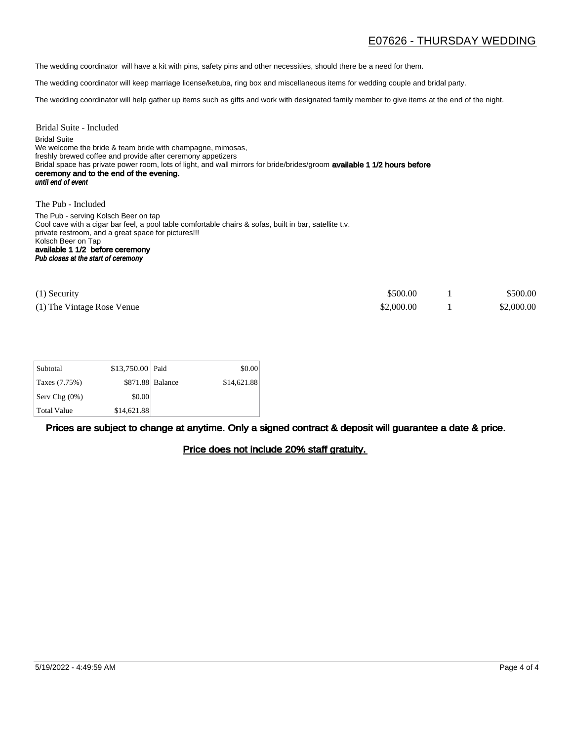The wedding coordinator will have a kit with pins, safety pins and other necessities, should there be a need for them.

The wedding coordinator will keep marriage license/ketuba, ring box and miscellaneous items for wedding couple and bridal party.

The wedding coordinator will help gather up items such as gifts and work with designated family member to give items at the end of the night.

### Bridal Suite - Included

Bridal Suite
We welcome the bride & team bride with champagne, mimosas,
freshly brewed coffee and provide after ceremony appetizers
Bridal space has private power room, lots of light, and wall mirrors for bride/brides/groom **available 1 1/2 hours before ceremony and to the end of the evening.**
***until end of event***

### The Pub - Included

The Pub - serving Kolsch Beer on tap
Cool cave with a cigar bar feel, a pool table comfortable chairs & sofas, built in bar, satellite t.v.
private restroom, and a great space for pictures!!!
Kolsch Beer on Tap
**available 1 1/2 before ceremony**
***Pub closes at the start of ceremony***

| | | | |
|---|---|---|---|
| (1) Security | \$500.00 | 1 | \$500.00 |
| (1) The Vintage Rose Venue | \$2,000.00 | 1 | \$2,000.00 |

| | | | |
|---|---|---|---|
| Subtotal | \$13,750.00 | Paid | \$0.00 |
| Taxes (7.75%) | \$871.88 | Balance | \$14,621.88 |
| Serv Chg (0%) | \$0.00 | | |
| Total Value | \$14,621.88 | | |

**Prices are subject to change at anytime. Only a signed contract & deposit will guarantee a date & price.**

**Price does not include 20% staff gratuity.**